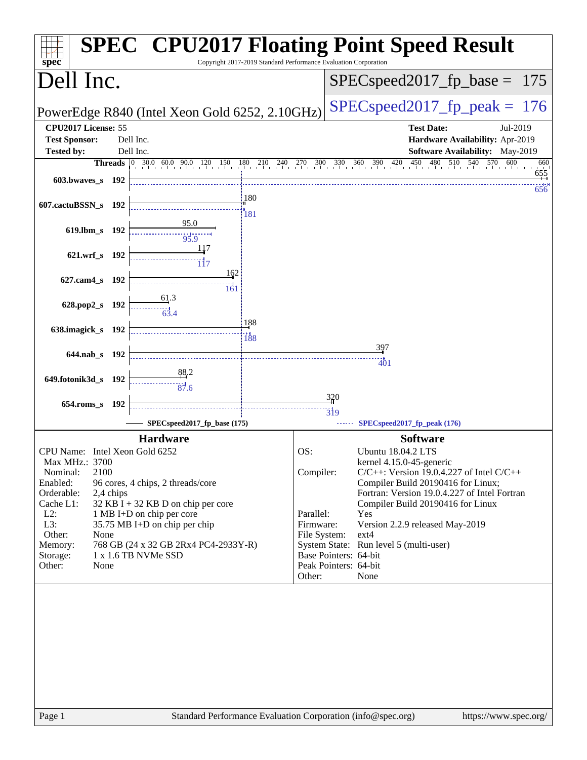# SPEC CPU2017 Floating Point Speed Result

Copyright 2017-2019 Standard Performance Evaluation Corporation

## Dell Inc.

**PowerEdge R840 (Intel Xeon Gold 6252, 2.10GHz)**

SPECspeed2017_fp_base = 175

SPECspeed2017_fp_peak = 176

| | | | |
|---|---|---|---|
| **CPU2017 License:** | 55 | **Test Date:** | Jul-2019 |
| **Test Sponsor:** | Dell Inc. | **Hardware Availability:** | Apr-2019 |
| **Tested by:** | Dell Inc. | **Software Availability:** | May-2019 |

| Benchmark | Threads | Base | Peak |
|---|---|---|---|
| 603.bwaves_s | 192 | 655 | 656 |
| 607.cactuBSSN_s | 192 | 180 | 181 |
| 619.lbm_s | 192 | 95.0 | 95.9 |
| 621.wrf_s | 192 | 117 | 117 |
| 627.cam4_s | 192 | 162 | 161 |
| 628.pop2_s | 192 | 61.3 | 63.4 |
| 638.imagick_s | 192 | 188 | 188 |
| 644.nab_s | 192 | 397 | 401 |
| 649.fotonik3d_s | 192 | 88.2 | 87.6 |
| 654.roms_s | 192 | 320 | 319 |

SPECspeed2017_fp_base (175) — SPECspeed2017_fp_peak (176)

### Hardware

| | |
|---|---|
| CPU Name: | Intel Xeon Gold 6252 |
| Max MHz.: | 3700 |
| Nominal: | 2100 |
| Enabled: | 96 cores, 4 chips, 2 threads/core |
| Orderable: | 2,4 chips |
| Cache L1: | 32 KB I + 32 KB D on chip per core |
| L2: | 1 MB I+D on chip per core |
| L3: | 35.75 MB I+D on chip per chip |
| Other: | None |
| Memory: | 768 GB (24 x 32 GB 2Rx4 PC4-2933Y-R) |
| Storage: | 1 x 1.6 TB NVMe SSD |
| Other: | None |

### Software

| | |
|---|---|
| OS: | Ubuntu 18.04.2 LTS<br>kernel 4.15.0-45-generic |
| Compiler: | C/C++: Version 19.0.4.227 of Intel C/C++ Compiler Build 20190416 for Linux;<br>Fortran: Version 19.0.4.227 of Intel Fortran Compiler Build 20190416 for Linux |
| Parallel: | Yes |
| Firmware: | Version 2.2.9 released May-2019 |
| File System: | ext4 |
| System State: | Run level 5 (multi-user) |
| Base Pointers: | 64-bit |
| Peak Pointers: | 64-bit |
| Other: | None |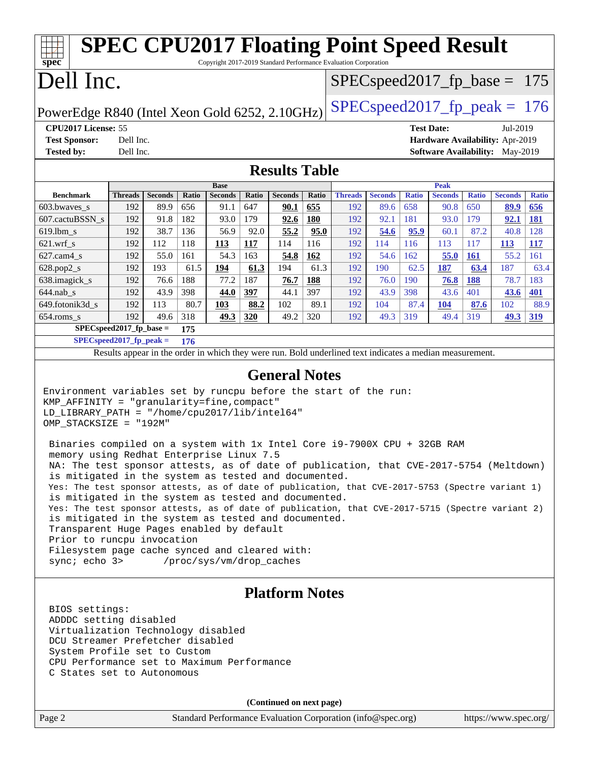# SPEC CPU2017 Floating Point Speed Result

Copyright 2017-2019 Standard Performance Evaluation Corporation

# Dell Inc.

PowerEdge R840 (Intel Xeon Gold 6252, 2.10GHz)

SPECspeed2017_fp_base = 175

SPECspeed2017_fp_peak = 176

**CPU2017 License:** 55
**Test Sponsor:** Dell Inc.
**Tested by:** Dell Inc.

**Test Date:** Jul-2019
**Hardware Availability:** Apr-2019
**Software Availability:** May-2019

## Results Table

| Benchmark | Base | | | | | | | Peak | | | | | | |
|---|---|---|---|---|---|---|---|---|---|---|---|---|---|---|
| | Threads | Seconds | Ratio | Seconds | Ratio | Seconds | Ratio | Threads | Seconds | Ratio | Seconds | Ratio | Seconds | Ratio |
| 603.bwaves_s | 192 | 89.9 | 656 | 91.1 | 647 | **90.1** | **655** | 192 | 89.6 | 658 | 90.8 | 650 | **89.9** | **656** |
| 607.cactuBSSN_s | 192 | 91.8 | 182 | 93.0 | 179 | **92.6** | **180** | 192 | 92.1 | 181 | 93.0 | 179 | **92.1** | **181** |
| 619.lbm_s | 192 | 38.7 | 136 | 56.9 | 92.0 | **55.2** | **95.0** | 192 | **54.6** | **95.9** | 60.1 | 87.2 | 40.8 | 128 |
| 621.wrf_s | 192 | 112 | 118 | **113** | **117** | 114 | 116 | 192 | 114 | 116 | 113 | 117 | **113** | **117** |
| 627.cam4_s | 192 | 55.0 | 161 | 54.3 | 163 | **54.8** | **162** | 192 | 54.6 | 162 | **55.0** | **161** | 55.2 | 161 |
| 628.pop2_s | 192 | 193 | 61.5 | **194** | **61.3** | 194 | 61.3 | 192 | 190 | 62.5 | **187** | **63.4** | 187 | 63.4 |
| 638.imagick_s | 192 | 76.6 | 188 | 77.2 | 187 | **76.7** | **188** | 192 | 76.0 | 190 | **76.8** | **188** | 78.7 | 183 |
| 644.nab_s | 192 | 43.9 | 398 | **44.0** | **397** | 44.1 | 397 | 192 | 43.9 | 398 | 43.6 | 401 | **43.6** | **401** |
| 649.fotonik3d_s | 192 | 113 | 80.7 | **103** | **88.2** | 102 | 89.1 | 192 | 104 | 87.4 | **104** | **87.6** | 102 | 88.9 |
| 654.roms_s | 192 | 49.6 | 318 | **49.3** | **320** | 49.2 | 320 | 192 | 49.3 | 319 | 49.4 | 319 | **49.3** | **319** |

**SPECspeed2017_fp_base =** **175**

**SPECspeed2017_fp_peak =** **176**

Results appear in the order in which they were run. Bold underlined text indicates a median measurement.

## General Notes

```
Environment variables set by runcpu before the start of the run:
KMP_AFFINITY = "granularity=fine,compact"
LD_LIBRARY_PATH = "/home/cpu2017/lib/intel64"
OMP_STACKSIZE = "192M"

 Binaries compiled on a system with 1x Intel Core i9-7900X CPU + 32GB RAM
 memory using Redhat Enterprise Linux 7.5
 NA: The test sponsor attests, as of date of publication, that CVE-2017-5754 (Meltdown)
 is mitigated in the system as tested and documented.
 Yes: The test sponsor attests, as of date of publication, that CVE-2017-5753 (Spectre variant 1)
 is mitigated in the system as tested and documented.
 Yes: The test sponsor attests, as of date of publication, that CVE-2017-5715 (Spectre variant 2)
 is mitigated in the system as tested and documented.
 Transparent Huge Pages enabled by default
 Prior to runcpu invocation
 Filesystem page cache synced and cleared with:
 sync; echo 3>       /proc/sys/vm/drop_caches
```

## Platform Notes

```
 BIOS settings:
 ADDDC setting disabled
 Virtualization Technology disabled
 DCU Streamer Prefetcher disabled
 System Profile set to Custom
 CPU Performance set to Maximum Performance
 C States set to Autonomous
```

**(Continued on next page)**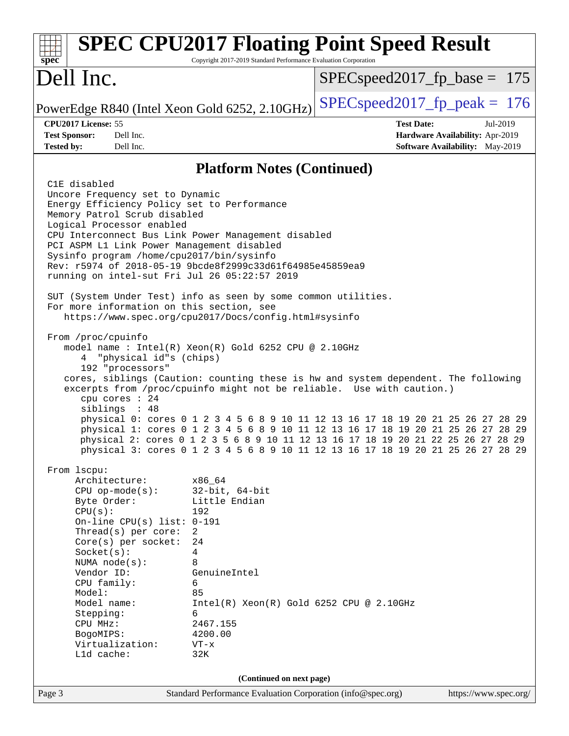## Platform Notes (Continued)

```
C1E disabled
Uncore Frequency set to Dynamic
Energy Efficiency Policy set to Performance
Memory Patrol Scrub disabled
Logical Processor enabled
CPU Interconnect Bus Link Power Management disabled
PCI ASPM L1 Link Power Management disabled
Sysinfo program /home/cpu2017/bin/sysinfo
Rev: r5974 of 2018-05-19 9bcde8f2999c33d61f64985e45859ea9
running on intel-sut Fri Jul 26 05:22:57 2019

SUT (System Under Test) info as seen by some common utilities.
For more information on this section, see
   https://www.spec.org/cpu2017/Docs/config.html#sysinfo

From /proc/cpuinfo
   model name : Intel(R) Xeon(R) Gold 6252 CPU @ 2.10GHz
      4  "physical id"s (chips)
      192 "processors"
   cores, siblings (Caution: counting these is hw and system dependent. The following
   excerpts from /proc/cpuinfo might not be reliable.  Use with caution.)
      cpu cores : 24
      siblings  : 48
      physical 0: cores 0 1 2 3 4 5 6 8 9 10 11 12 13 16 17 18 19 20 21 25 26 27 28 29
      physical 1: cores 0 1 2 3 4 5 6 8 9 10 11 12 13 16 17 18 19 20 21 25 26 27 28 29
      physical 2: cores 0 1 2 3 5 6 8 9 10 11 12 13 16 17 18 19 20 21 22 25 26 27 28 29
      physical 3: cores 0 1 2 3 4 5 6 8 9 10 11 12 13 16 17 18 19 20 21 25 26 27 28 29

From lscpu:
     Architecture:          x86_64
     CPU op-mode(s):        32-bit, 64-bit
     Byte Order:            Little Endian
     CPU(s):                192
     On-line CPU(s) list:   0-191
     Thread(s) per core:    2
     Core(s) per socket:    24
     Socket(s):             4
     NUMA node(s):          8
     Vendor ID:             GenuineIntel
     CPU family:            6
     Model:                 85
     Model name:            Intel(R) Xeon(R) Gold 6252 CPU @ 2.10GHz
     Stepping:              6
     CPU MHz:               2467.155
     BogoMIPS:              4200.00
     Virtualization:        VT-x
     L1d cache:             32K
```

(Continued on next page)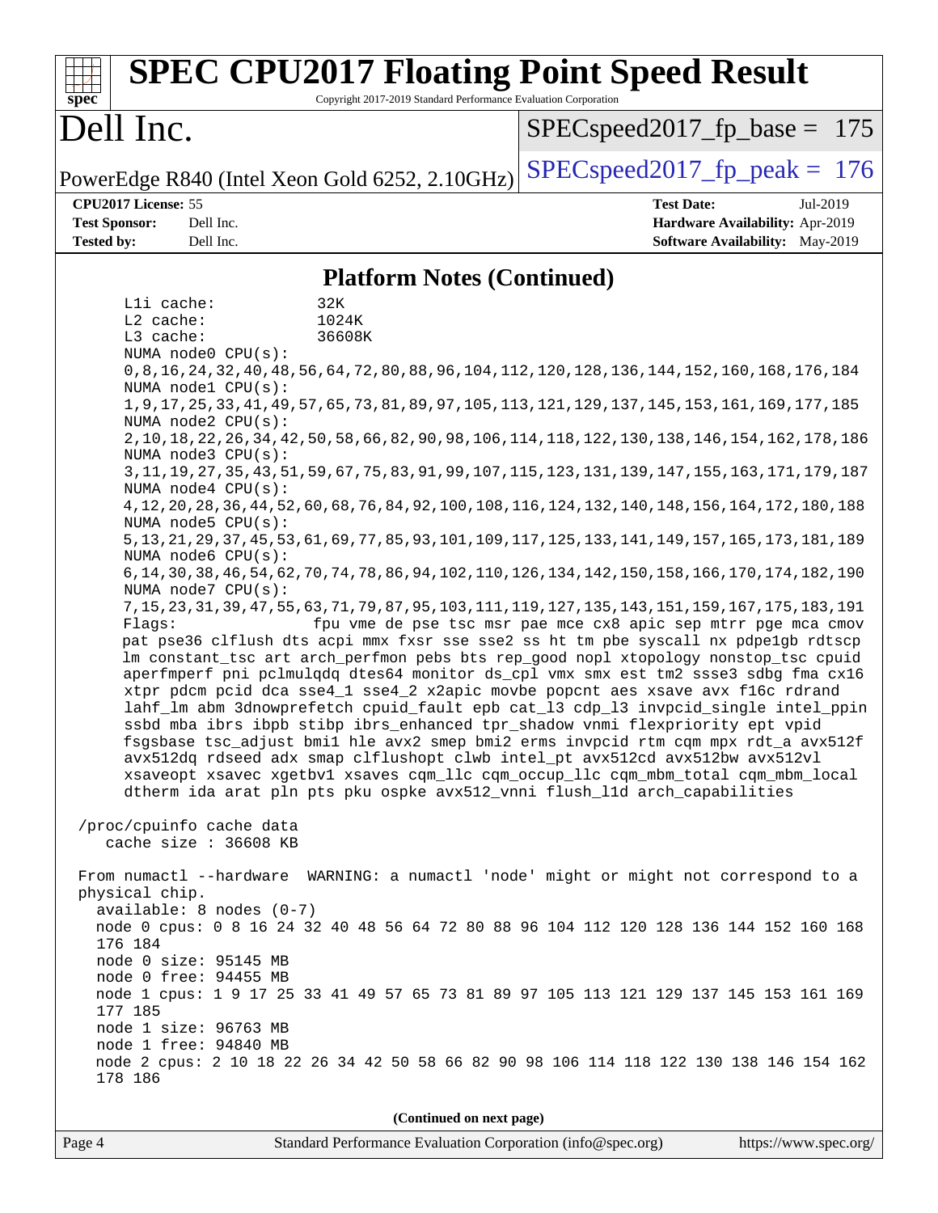## Platform Notes (Continued)

```
     L1i cache:           32K
     L2 cache:            1024K
     L3 cache:            36608K
     NUMA node0 CPU(s):
     0,8,16,24,32,40,48,56,64,72,80,88,96,104,112,120,128,136,144,152,160,168,176,184
     NUMA node1 CPU(s):
     1,9,17,25,33,41,49,57,65,73,81,89,97,105,113,121,129,137,145,153,161,169,177,185
     NUMA node2 CPU(s):
     2,10,18,22,26,34,42,50,58,66,82,90,98,106,114,118,122,130,138,146,154,162,178,186
     NUMA node3 CPU(s):
     3,11,19,27,35,43,51,59,67,75,83,91,99,107,115,123,131,139,147,155,163,171,179,187
     NUMA node4 CPU(s):
     4,12,20,28,36,44,52,60,68,76,84,92,100,108,116,124,132,140,148,156,164,172,180,188
     NUMA node5 CPU(s):
     5,13,21,29,37,45,53,61,69,77,85,93,101,109,117,125,133,141,149,157,165,173,181,189
     NUMA node6 CPU(s):
     6,14,30,38,46,54,62,70,74,78,86,94,102,110,126,134,142,150,158,166,170,174,182,190
     NUMA node7 CPU(s):
     7,15,23,31,39,47,55,63,71,79,87,95,103,111,119,127,135,143,151,159,167,175,183,191
     Flags:               fpu vme de pse tsc msr pae mce cx8 apic sep mtrr pge mca cmov
     pat pse36 clflush dts acpi mmx fxsr sse sse2 ss ht tm pbe syscall nx pdpe1gb rdtscp
     lm constant_tsc art arch_perfmon pebs bts rep_good nopl xtopology nonstop_tsc cpuid
     aperfmperf pni pclmulqdq dtes64 monitor ds_cpl vmx smx est tm2 ssse3 sdbg fma cx16
     xtpr pdcm pcid dca sse4_1 sse4_2 x2apic movbe popcnt aes xsave avx f16c rdrand
     lahf_lm abm 3dnowprefetch cpuid_fault epb cat_l3 cdp_l3 invpcid_single intel_ppin
     ssbd mba ibrs ibpb stibp ibrs_enhanced tpr_shadow vnmi flexpriority ept vpid
     fsgsbase tsc_adjust bmi1 hle avx2 smep bmi2 erms invpcid rtm cqm mpx rdt_a avx512f
     avx512dq rdseed adx smap clflushopt clwb intel_pt avx512cd avx512bw avx512vl
     xsaveopt xsavec xgetbv1 xsaves cqm_llc cqm_occup_llc cqm_mbm_total cqm_mbm_local
     dtherm ida arat pln pts pku ospke avx512_vnni flush_l1d arch_capabilities

 /proc/cpuinfo cache data
    cache size : 36608 KB

 From numactl --hardware  WARNING: a numactl 'node' might or might not correspond to a
 physical chip.
   available: 8 nodes (0-7)
   node 0 cpus: 0 8 16 24 32 40 48 56 64 72 80 88 96 104 112 120 128 136 144 152 160 168
   176 184
   node 0 size: 95145 MB
   node 0 free: 94455 MB
   node 1 cpus: 1 9 17 25 33 41 49 57 65 73 81 89 97 105 113 121 129 137 145 153 161 169
   177 185
   node 1 size: 96763 MB
   node 1 free: 94840 MB
   node 2 cpus: 2 10 18 22 26 34 42 50 58 66 82 90 98 106 114 118 122 130 138 146 154 162
   178 186
```

**(Continued on next page)**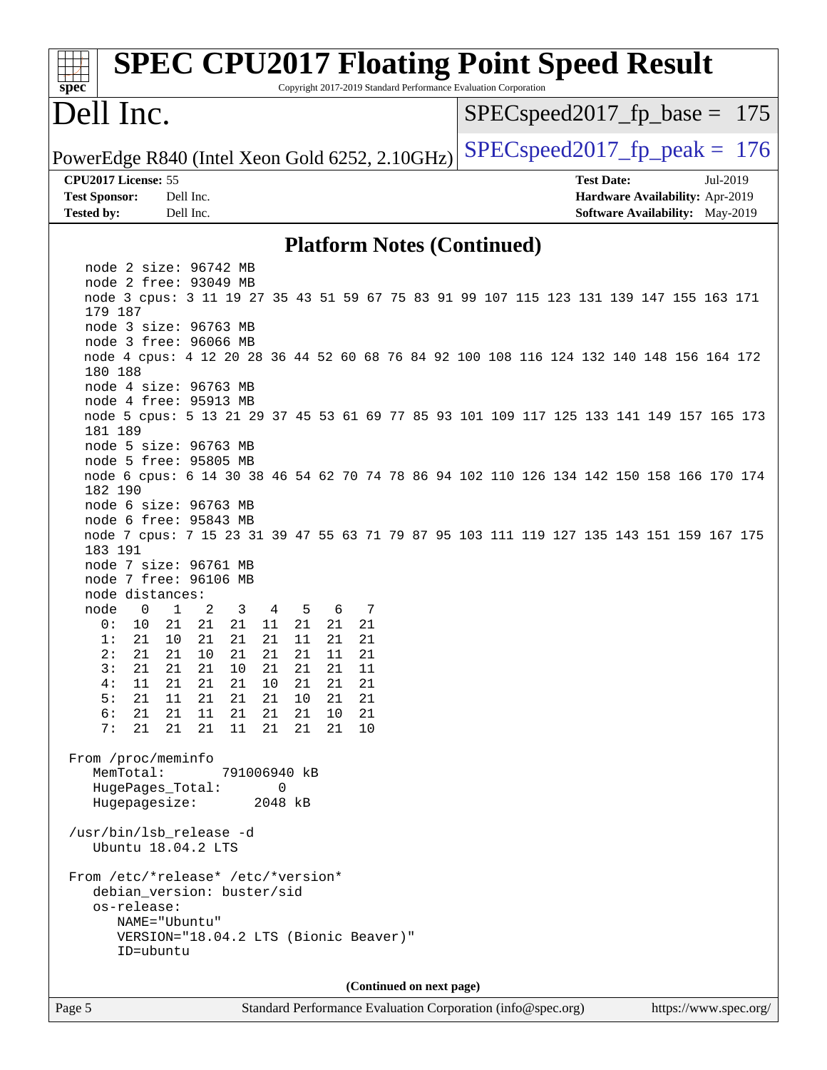## Platform Notes (Continued)

```
node 2 size: 96742 MB
node 2 free: 93049 MB
node 3 cpus: 3 11 19 27 35 43 51 59 67 75 83 91 99 107 115 123 131 139 147 155 163 171
179 187
node 3 size: 96763 MB
node 3 free: 96066 MB
node 4 cpus: 4 12 20 28 36 44 52 60 68 76 84 92 100 108 116 124 132 140 148 156 164 172
180 188
node 4 size: 96763 MB
node 4 free: 95913 MB
node 5 cpus: 5 13 21 29 37 45 53 61 69 77 85 93 101 109 117 125 133 141 149 157 165 173
181 189
node 5 size: 96763 MB
node 5 free: 95805 MB
node 6 cpus: 6 14 30 38 46 54 62 70 74 78 86 94 102 110 126 134 142 150 158 166 170 174
182 190
node 6 size: 96763 MB
node 6 free: 95843 MB
node 7 cpus: 7 15 23 31 39 47 55 63 71 79 87 95 103 111 119 127 135 143 151 159 167 175
183 191
node 7 size: 96761 MB
node 7 free: 96106 MB
node distances:
node   0   1   2   3   4   5   6   7
  0:  10  21  21  21  11  21  21  21
  1:  21  10  21  21  21  11  21  21
  2:  21  21  10  21  21  21  11  21
  3:  21  21  21  10  21  21  21  11
  4:  11  21  21  21  10  21  21  21
  5:  21  11  21  21  21  10  21  21
  6:  21  21  11  21  21  21  10  21
  7:  21  21  21  11  21  21  21  10

From /proc/meminfo
   MemTotal:       791006940 kB
   HugePages_Total:       0
   Hugepagesize:       2048 kB

/usr/bin/lsb_release -d
   Ubuntu 18.04.2 LTS

From /etc/*release* /etc/*version*
   debian_version: buster/sid
   os-release:
      NAME="Ubuntu"
      VERSION="18.04.2 LTS (Bionic Beaver)"
      ID=ubuntu
```

(Continued on next page)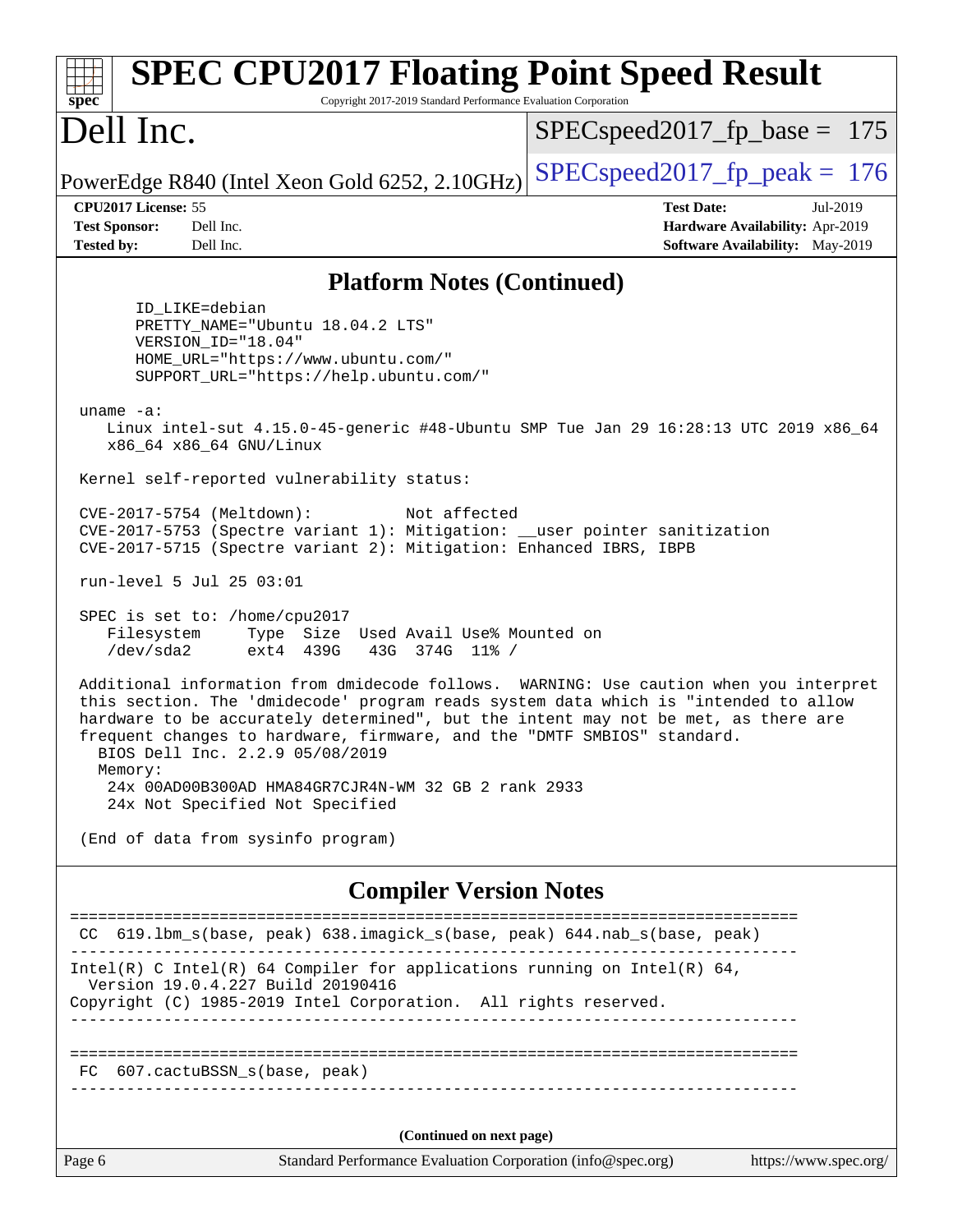## Platform Notes (Continued)

```
      ID_LIKE=debian
      PRETTY_NAME="Ubuntu 18.04.2 LTS"
      VERSION_ID="18.04"
      HOME_URL="https://www.ubuntu.com/"
      SUPPORT_URL="https://help.ubuntu.com/"

 uname -a:
    Linux intel-sut 4.15.0-45-generic #48-Ubuntu SMP Tue Jan 29 16:28:13 UTC 2019 x86_64
    x86_64 x86_64 GNU/Linux

 Kernel self-reported vulnerability status:

 CVE-2017-5754 (Meltdown):          Not affected
 CVE-2017-5753 (Spectre variant 1): Mitigation: __user pointer sanitization
 CVE-2017-5715 (Spectre variant 2): Mitigation: Enhanced IBRS, IBPB

 run-level 5 Jul 25 03:01

 SPEC is set to: /home/cpu2017
    Filesystem     Type  Size  Used Avail Use% Mounted on
    /dev/sda2      ext4  439G   43G  374G  11% /

 Additional information from dmidecode follows.  WARNING: Use caution when you interpret
 this section. The 'dmidecode' program reads system data which is "intended to allow
 hardware to be accurately determined", but the intent may not be met, as there are
 frequent changes to hardware, firmware, and the "DMTF SMBIOS" standard.
   BIOS Dell Inc. 2.2.9 05/08/2019
   Memory:
    24x 00AD00B300AD HMA84GR7CJR4N-WM 32 GB 2 rank 2933
    24x Not Specified Not Specified

 (End of data from sysinfo program)
```

## Compiler Version Notes

```
==============================================================================
 CC  619.lbm_s(base, peak) 638.imagick_s(base, peak) 644.nab_s(base, peak)
------------------------------------------------------------------------------
Intel(R) C Intel(R) 64 Compiler for applications running on Intel(R) 64,
  Version 19.0.4.227 Build 20190416
Copyright (C) 1985-2019 Intel Corporation.  All rights reserved.
------------------------------------------------------------------------------

==============================================================================
 FC  607.cactuBSSN_s(base, peak)
------------------------------------------------------------------------------
```

(Continued on next page)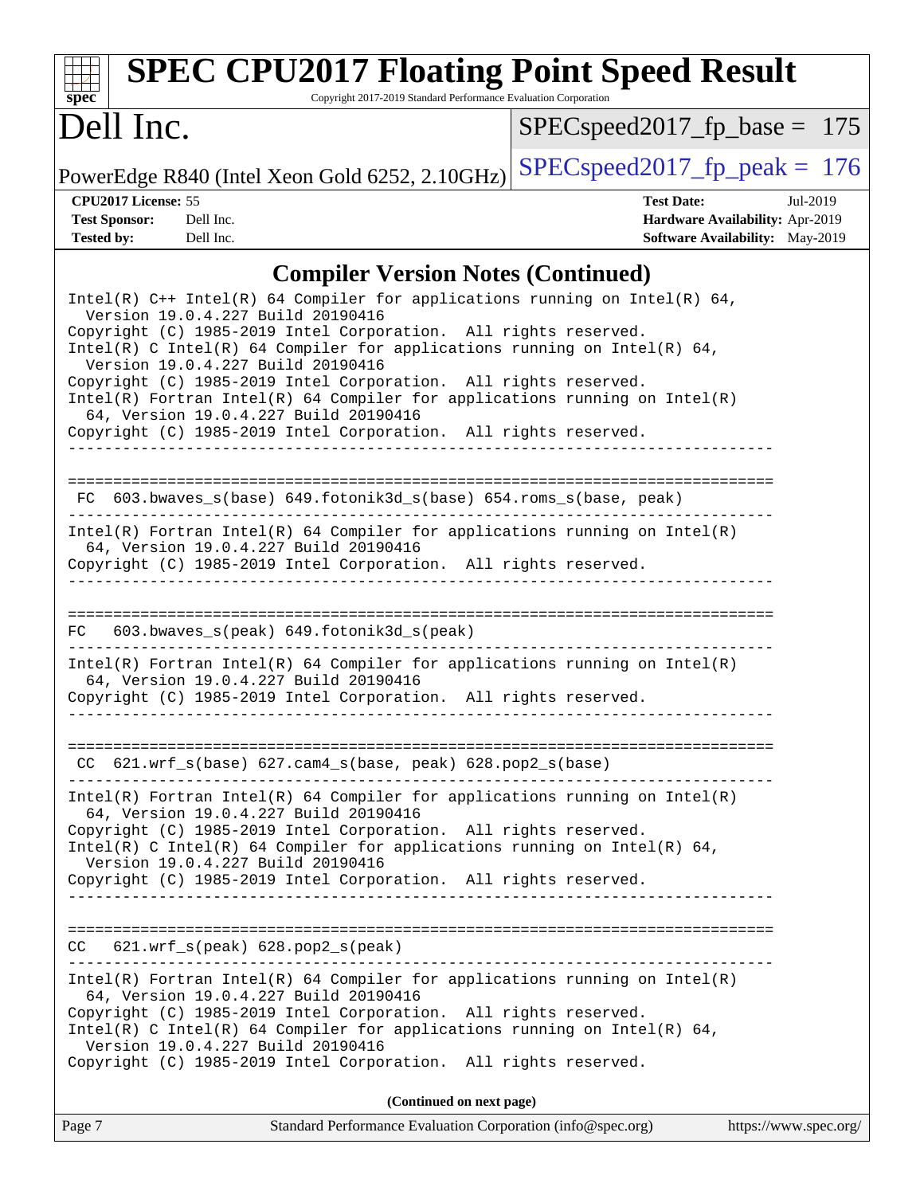# SPEC CPU2017 Floating Point Speed Result

Copyright 2017-2019 Standard Performance Evaluation Corporation

# Dell Inc.

PowerEdge R840 (Intel Xeon Gold 6252, 2.10GHz)

SPECspeed2017_fp_base = 175

SPECspeed2017_fp_peak = 176

**CPU2017 License:** 55
**Test Sponsor:** Dell Inc.
**Tested by:** Dell Inc.

**Test Date:** Jul-2019
**Hardware Availability:** Apr-2019
**Software Availability:** May-2019

## Compiler Version Notes (Continued)

```
Intel(R) C++ Intel(R) 64 Compiler for applications running on Intel(R) 64,
  Version 19.0.4.227 Build 20190416
Copyright (C) 1985-2019 Intel Corporation.  All rights reserved.
Intel(R) C Intel(R) 64 Compiler for applications running on Intel(R) 64,
  Version 19.0.4.227 Build 20190416
Copyright (C) 1985-2019 Intel Corporation.  All rights reserved.
Intel(R) Fortran Intel(R) 64 Compiler for applications running on Intel(R)
  64, Version 19.0.4.227 Build 20190416
Copyright (C) 1985-2019 Intel Corporation.  All rights reserved.
------------------------------------------------------------------------------

==============================================================================
 FC  603.bwaves_s(base) 649.fotonik3d_s(base) 654.roms_s(base, peak)
------------------------------------------------------------------------------
Intel(R) Fortran Intel(R) 64 Compiler for applications running on Intel(R)
  64, Version 19.0.4.227 Build 20190416
Copyright (C) 1985-2019 Intel Corporation.  All rights reserved.
------------------------------------------------------------------------------

==============================================================================
FC   603.bwaves_s(peak) 649.fotonik3d_s(peak)
------------------------------------------------------------------------------
Intel(R) Fortran Intel(R) 64 Compiler for applications running on Intel(R)
  64, Version 19.0.4.227 Build 20190416
Copyright (C) 1985-2019 Intel Corporation.  All rights reserved.
------------------------------------------------------------------------------

==============================================================================
 CC  621.wrf_s(base) 627.cam4_s(base, peak) 628.pop2_s(base)
------------------------------------------------------------------------------
Intel(R) Fortran Intel(R) 64 Compiler for applications running on Intel(R)
  64, Version 19.0.4.227 Build 20190416
Copyright (C) 1985-2019 Intel Corporation.  All rights reserved.
Intel(R) C Intel(R) 64 Compiler for applications running on Intel(R) 64,
  Version 19.0.4.227 Build 20190416
Copyright (C) 1985-2019 Intel Corporation.  All rights reserved.
------------------------------------------------------------------------------

==============================================================================
CC   621.wrf_s(peak) 628.pop2_s(peak)
------------------------------------------------------------------------------
Intel(R) Fortran Intel(R) 64 Compiler for applications running on Intel(R)
  64, Version 19.0.4.227 Build 20190416
Copyright (C) 1985-2019 Intel Corporation.  All rights reserved.
Intel(R) C Intel(R) 64 Compiler for applications running on Intel(R) 64,
  Version 19.0.4.227 Build 20190416
Copyright (C) 1985-2019 Intel Corporation.  All rights reserved.
```

**(Continued on next page)**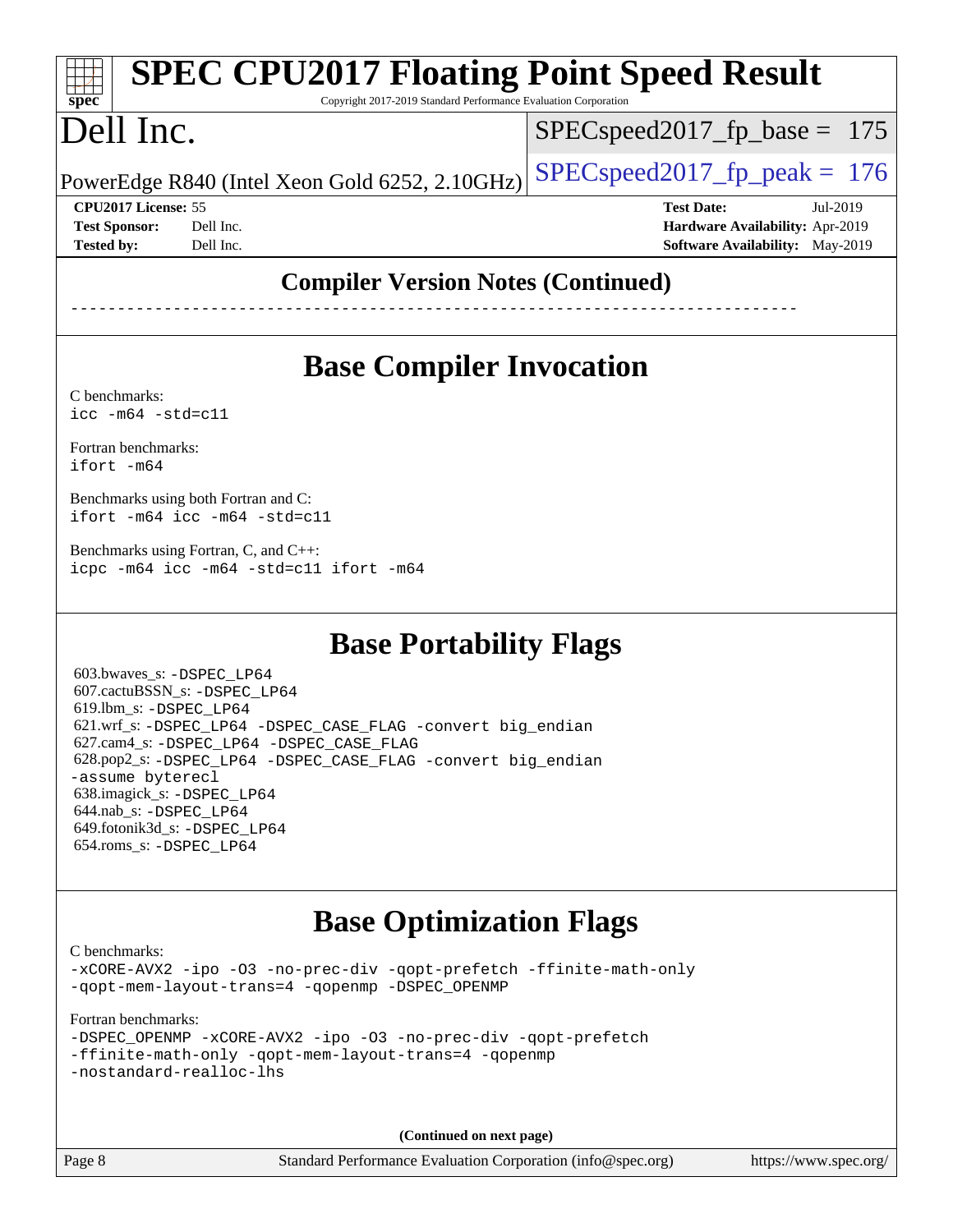## Compiler Version Notes (Continued)

------------------------------------------------------------------------------

## Base Compiler Invocation

C benchmarks:
`icc -m64 -std=c11`

Fortran benchmarks:
`ifort -m64`

Benchmarks using both Fortran and C:
`ifort -m64 icc -m64 -std=c11`

Benchmarks using Fortran, C, and C++:
`icpc -m64 icc -m64 -std=c11 ifort -m64`

## Base Portability Flags

603.bwaves_s: -DSPEC_LP64
607.cactuBSSN_s: -DSPEC_LP64
619.lbm_s: -DSPEC_LP64
621.wrf_s: -DSPEC_LP64 -DSPEC_CASE_FLAG -convert big_endian
627.cam4_s: -DSPEC_LP64 -DSPEC_CASE_FLAG
628.pop2_s: -DSPEC_LP64 -DSPEC_CASE_FLAG -convert big_endian -assume byterecl
638.imagick_s: -DSPEC_LP64
644.nab_s: -DSPEC_LP64
649.fotonik3d_s: -DSPEC_LP64
654.roms_s: -DSPEC_LP64

## Base Optimization Flags

C benchmarks:
`-xCORE-AVX2 -ipo -O3 -no-prec-div -qopt-prefetch -ffinite-math-only -qopt-mem-layout-trans=4 -qopenmp -DSPEC_OPENMP`

Fortran benchmarks:
`-DSPEC_OPENMP -xCORE-AVX2 -ipo -O3 -no-prec-div -qopt-prefetch -ffinite-math-only -qopt-mem-layout-trans=4 -qopenmp -nostandard-realloc-lhs`

(Continued on next page)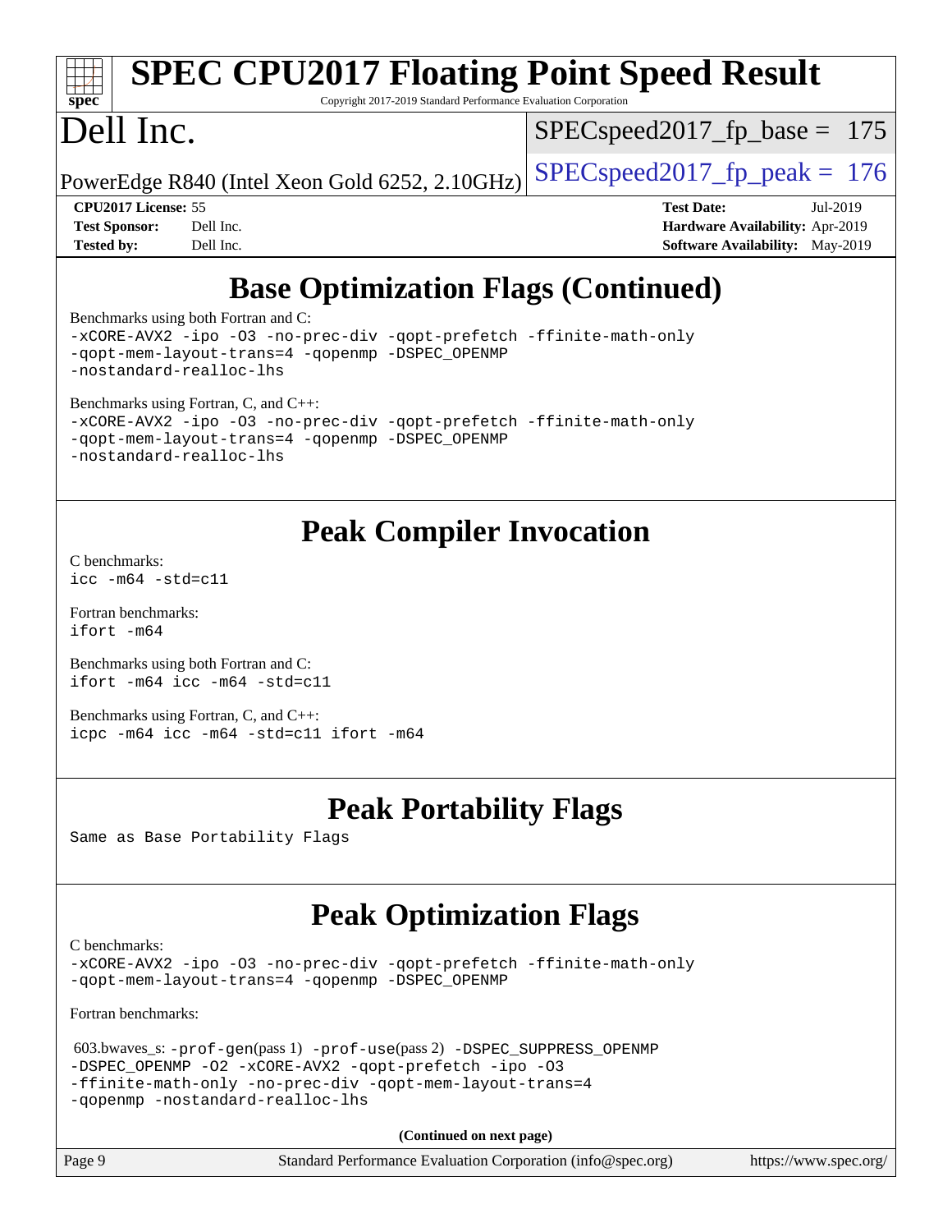# Base Optimization Flags (Continued)

Benchmarks using both Fortran and C:

```
-xCORE-AVX2 -ipo -O3 -no-prec-div -qopt-prefetch -ffinite-math-only
-qopt-mem-layout-trans=4 -qopenmp -DSPEC_OPENMP
-nostandard-realloc-lhs
```

Benchmarks using Fortran, C, and C++:

```
-xCORE-AVX2 -ipo -O3 -no-prec-div -qopt-prefetch -ffinite-math-only
-qopt-mem-layout-trans=4 -qopenmp -DSPEC_OPENMP
-nostandard-realloc-lhs
```

# Peak Compiler Invocation

C benchmarks:

```
icc -m64 -std=c11
```

Fortran benchmarks:

```
ifort -m64
```

Benchmarks using both Fortran and C:

```
ifort -m64 icc -m64 -std=c11
```

Benchmarks using Fortran, C, and C++:

```
icpc -m64 icc -m64 -std=c11 ifort -m64
```

# Peak Portability Flags

Same as Base Portability Flags

# Peak Optimization Flags

C benchmarks:

```
-xCORE-AVX2 -ipo -O3 -no-prec-div -qopt-prefetch -ffinite-math-only
-qopt-mem-layout-trans=4 -qopenmp -DSPEC_OPENMP
```

Fortran benchmarks:

603.bwaves_s: -prof-gen(pass 1) -prof-use(pass 2) -DSPEC_SUPPRESS_OPENMP -DSPEC_OPENMP -O2 -xCORE-AVX2 -qopt-prefetch -ipo -O3 -ffinite-math-only -no-prec-div -qopt-mem-layout-trans=4 -qopenmp -nostandard-realloc-lhs

**(Continued on next page)**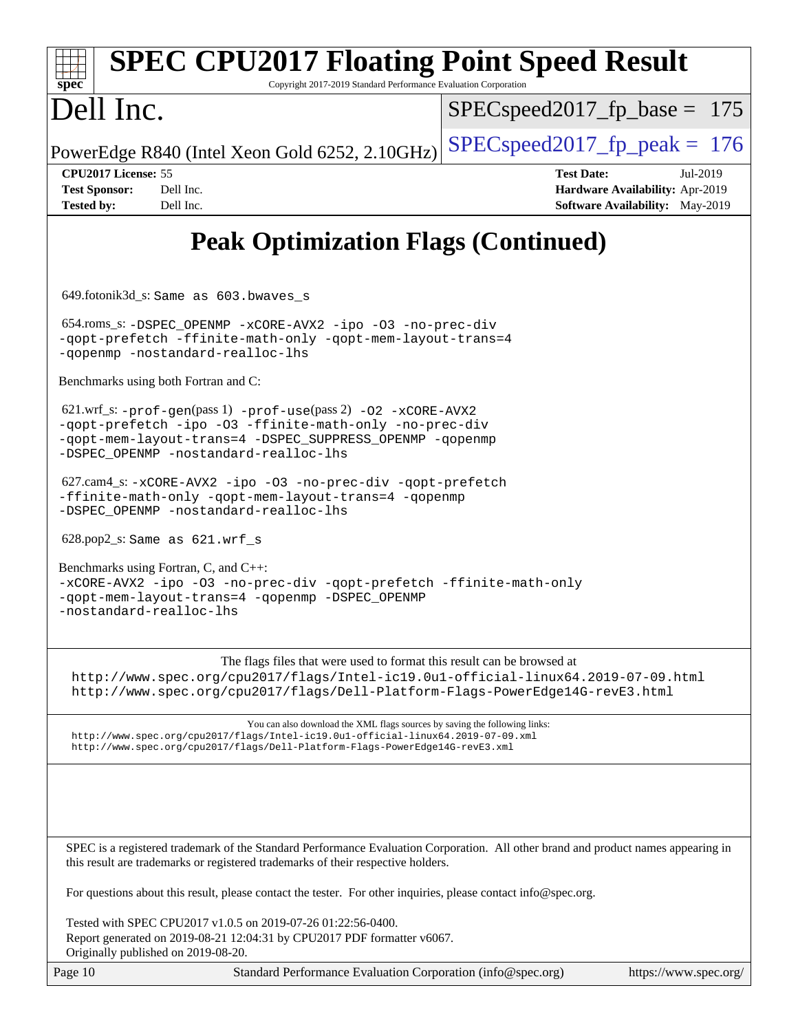# SPEC CPU2017 Floating Point Speed Result

Copyright 2017-2019 Standard Performance Evaluation Corporation

# Dell Inc.

PowerEdge R840 (Intel Xeon Gold 6252, 2.10GHz)

SPECspeed2017_fp_base = 175

SPECspeed2017_fp_peak = 176

**CPU2017 License:** 55
**Test Sponsor:** Dell Inc.
**Tested by:** Dell Inc.

**Test Date:** Jul-2019
**Hardware Availability:** Apr-2019
**Software Availability:** May-2019

## Peak Optimization Flags (Continued)

649.fotonik3d_s: Same as 603.bwaves_s

654.roms_s: -DSPEC_OPENMP -xCORE-AVX2 -ipo -O3 -no-prec-div -qopt-prefetch -ffinite-math-only -qopt-mem-layout-trans=4 -qopenmp -nostandard-realloc-lhs

Benchmarks using both Fortran and C:

621.wrf_s: -prof-gen(pass 1) -prof-use(pass 2) -O2 -xCORE-AVX2 -qopt-prefetch -ipo -O3 -ffinite-math-only -no-prec-div -qopt-mem-layout-trans=4 -DSPEC_SUPPRESS_OPENMP -qopenmp -DSPEC_OPENMP -nostandard-realloc-lhs

627.cam4_s: -xCORE-AVX2 -ipo -O3 -no-prec-div -qopt-prefetch -ffinite-math-only -qopt-mem-layout-trans=4 -qopenmp -DSPEC_OPENMP -nostandard-realloc-lhs

628.pop2_s: Same as 621.wrf_s

Benchmarks using Fortran, C, and C++:
-xCORE-AVX2 -ipo -O3 -no-prec-div -qopt-prefetch -ffinite-math-only -qopt-mem-layout-trans=4 -qopenmp -DSPEC_OPENMP -nostandard-realloc-lhs

The flags files that were used to format this result can be browsed at
http://www.spec.org/cpu2017/flags/Intel-ic19.0u1-official-linux64.2019-07-09.html
http://www.spec.org/cpu2017/flags/Dell-Platform-Flags-PowerEdge14G-revE3.html

You can also download the XML flags sources by saving the following links:
http://www.spec.org/cpu2017/flags/Intel-ic19.0u1-official-linux64.2019-07-09.xml
http://www.spec.org/cpu2017/flags/Dell-Platform-Flags-PowerEdge14G-revE3.xml

SPEC is a registered trademark of the Standard Performance Evaluation Corporation. All other brand and product names appearing in this result are trademarks or registered trademarks of their respective holders.

For questions about this result, please contact the tester. For other inquiries, please contact info@spec.org.

Tested with SPEC CPU2017 v1.0.5 on 2019-07-26 01:22:56-0400.
Report generated on 2019-08-21 12:04:31 by CPU2017 PDF formatter v6067.
Originally published on 2019-08-20.